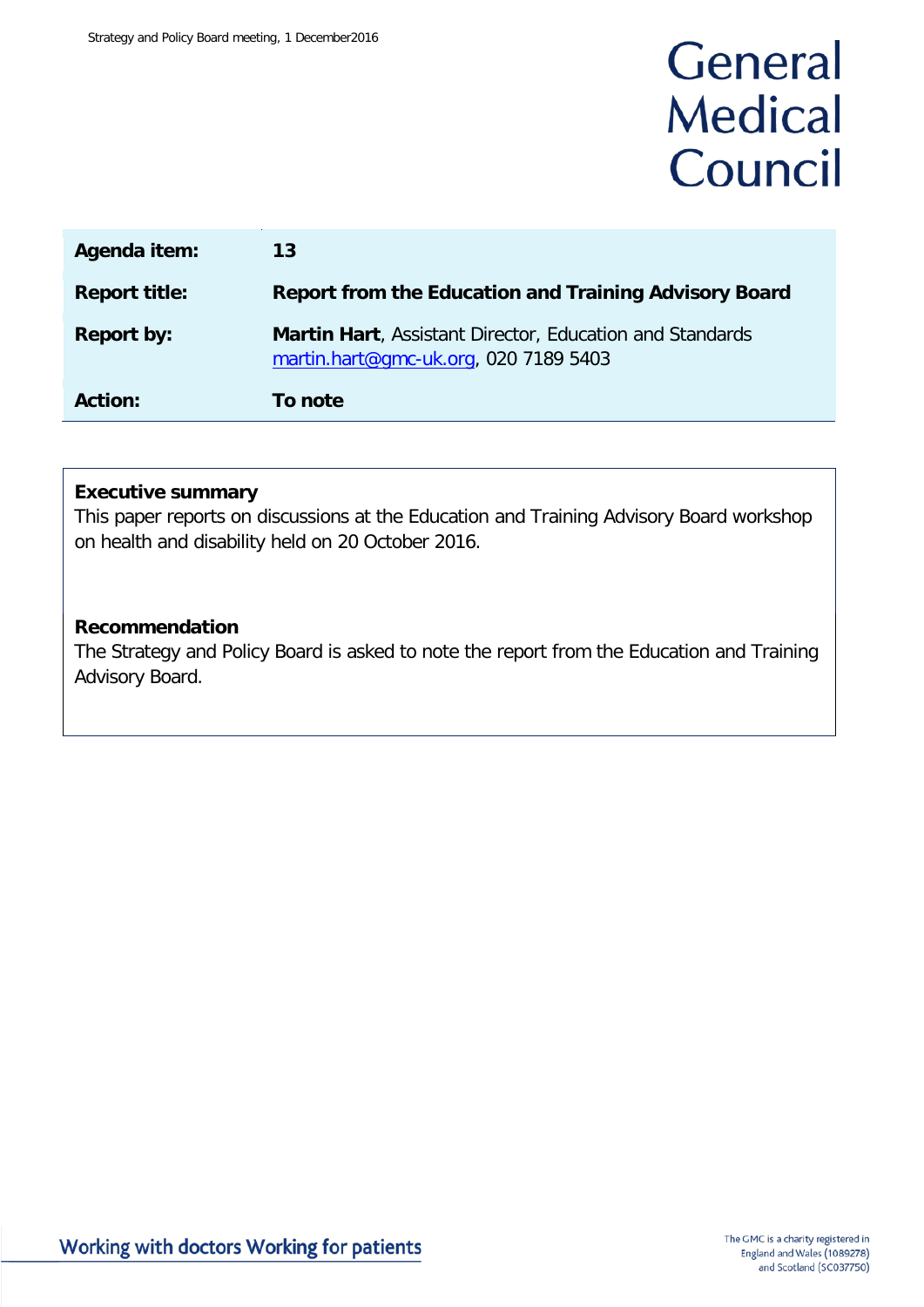# General Medical Council

| | |
|---|---|
| **Agenda item:** | **13** |
| **Report title:** | **Report from the Education and Training Advisory Board** |
| **Report by:** | **Martin Hart**, Assistant Director, Education and Standards [martin.hart@gmc-uk.org](mailto:martin.hart@gmc-uk.org), 020 7189 5403 |
| **Action:** | **To note** |

**Executive summary**

This paper reports on discussions at the Education and Training Advisory Board workshop on health and disability held on 20 October 2016.

**Recommendation**

The Strategy and Policy Board is asked to note the report from the Education and Training Advisory Board.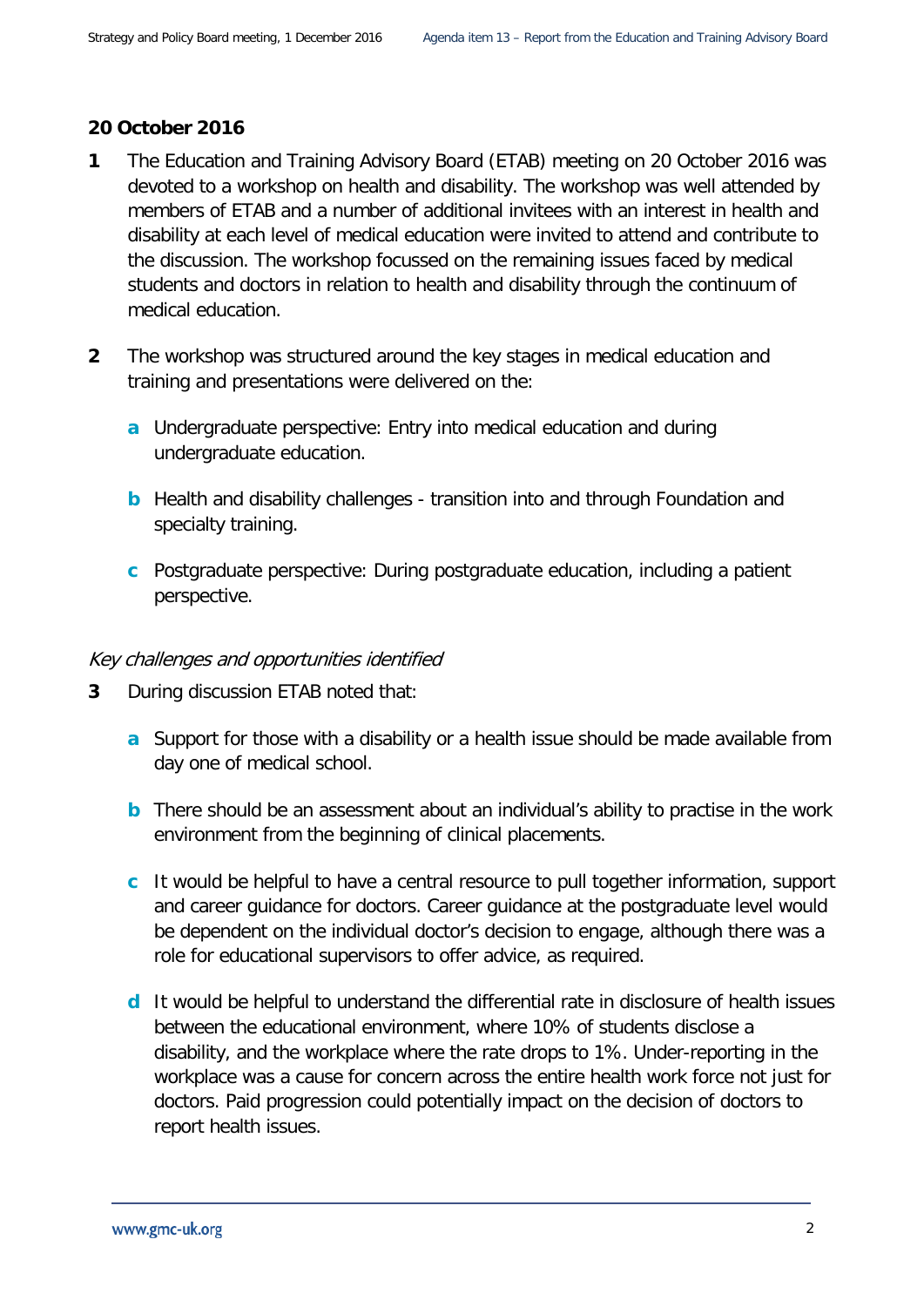**20 October 2016**

**1** The Education and Training Advisory Board (ETAB) meeting on 20 October 2016 was devoted to a workshop on health and disability. The workshop was well attended by members of ETAB and a number of additional invitees with an interest in health and disability at each level of medical education were invited to attend and contribute to the discussion. The workshop focussed on the remaining issues faced by medical students and doctors in relation to health and disability through the continuum of medical education.

**2** The workshop was structured around the key stages in medical education and training and presentations were delivered on the:

- **a** Undergraduate perspective: Entry into medical education and during undergraduate education.
- **b** Health and disability challenges - transition into and through Foundation and specialty training.
- **c** Postgraduate perspective: During postgraduate education, including a patient perspective.

*Key challenges and opportunities identified*

**3** During discussion ETAB noted that:

- **a** Support for those with a disability or a health issue should be made available from day one of medical school.
- **b** There should be an assessment about an individual's ability to practise in the work environment from the beginning of clinical placements.
- **c** It would be helpful to have a central resource to pull together information, support and career guidance for doctors. Career guidance at the postgraduate level would be dependent on the individual doctor's decision to engage, although there was a role for educational supervisors to offer advice, as required.
- **d** It would be helpful to understand the differential rate in disclosure of health issues between the educational environment, where 10% of students disclose a disability, and the workplace where the rate drops to 1%. Under-reporting in the workplace was a cause for concern across the entire health work force not just for doctors. Paid progression could potentially impact on the decision of doctors to report health issues.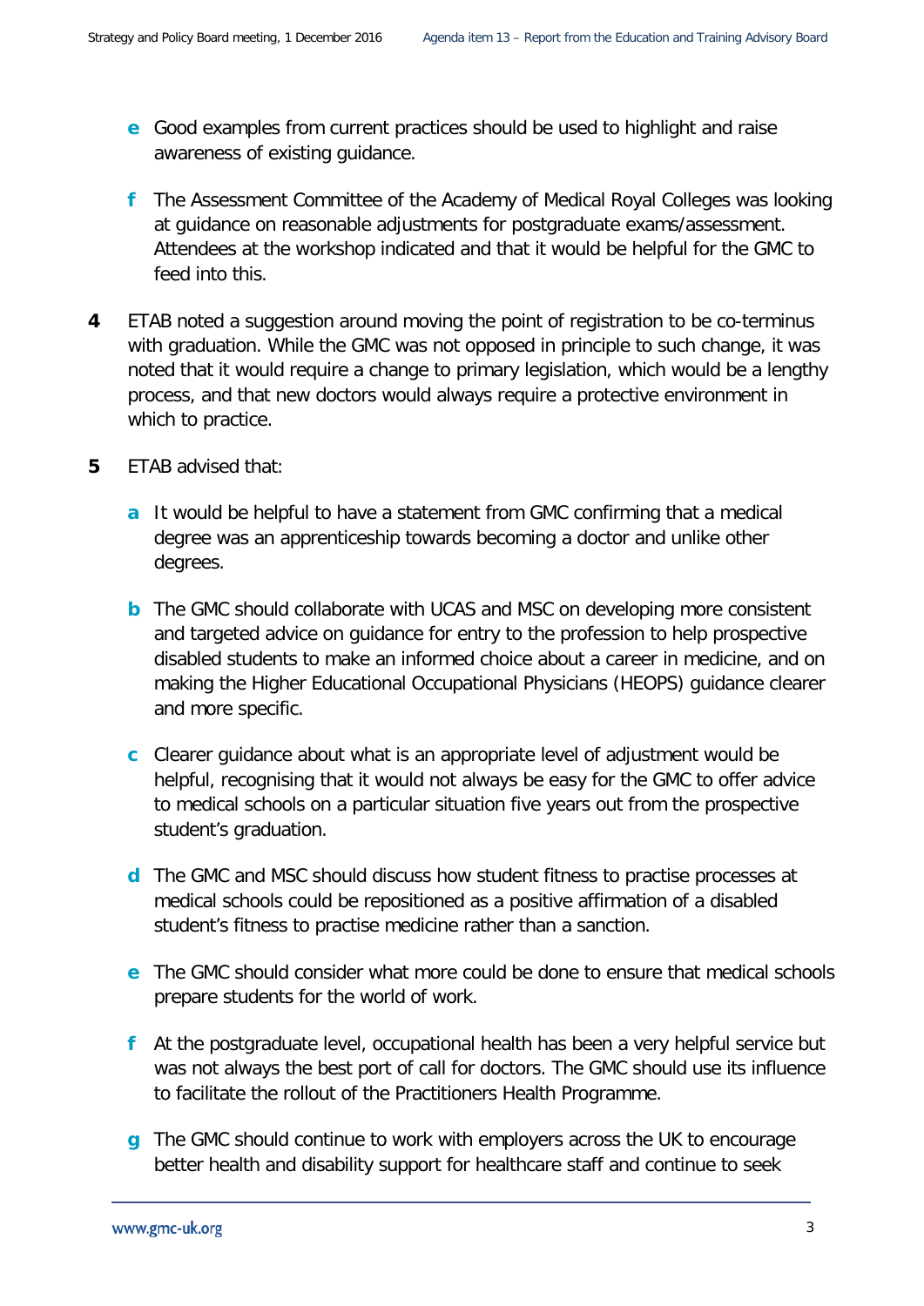- **e** Good examples from current practices should be used to highlight and raise awareness of existing guidance.

- **f** The Assessment Committee of the Academy of Medical Royal Colleges was looking at guidance on reasonable adjustments for postgraduate exams/assessment. Attendees at the workshop indicated and that it would be helpful for the GMC to feed into this.

**4** ETAB noted a suggestion around moving the point of registration to be co-terminus with graduation. While the GMC was not opposed in principle to such change, it was noted that it would require a change to primary legislation, which would be a lengthy process, and that new doctors would always require a protective environment in which to practice.

**5** ETAB advised that:

- **a** It would be helpful to have a statement from GMC confirming that a medical degree was an apprenticeship towards becoming a doctor and unlike other degrees.

- **b** The GMC should collaborate with UCAS and MSC on developing more consistent and targeted advice on guidance for entry to the profession to help prospective disabled students to make an informed choice about a career in medicine, and on making the Higher Educational Occupational Physicians (HEOPS) guidance clearer and more specific.

- **c** Clearer guidance about what is an appropriate level of adjustment would be helpful, recognising that it would not always be easy for the GMC to offer advice to medical schools on a particular situation five years out from the prospective student's graduation.

- **d** The GMC and MSC should discuss how student fitness to practise processes at medical schools could be repositioned as a positive affirmation of a disabled student's fitness to practise medicine rather than a sanction.

- **e** The GMC should consider what more could be done to ensure that medical schools prepare students for the world of work.

- **f** At the postgraduate level, occupational health has been a very helpful service but was not always the best port of call for doctors. The GMC should use its influence to facilitate the rollout of the Practitioners Health Programme.

- **g** The GMC should continue to work with employers across the UK to encourage better health and disability support for healthcare staff and continue to seek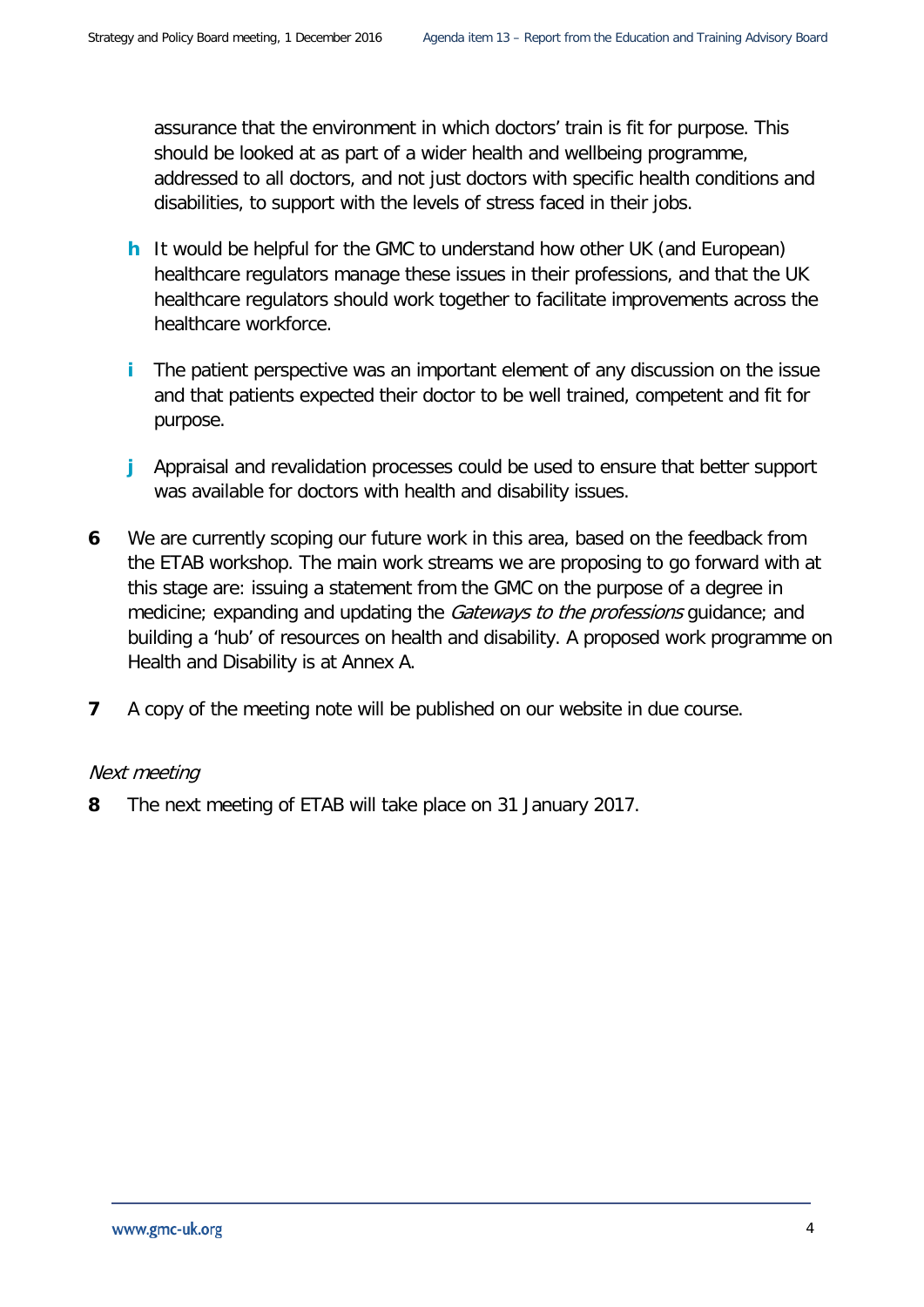assurance that the environment in which doctors' train is fit for purpose. This should be looked at as part of a wider health and wellbeing programme, addressed to all doctors, and not just doctors with specific health conditions and disabilities, to support with the levels of stress faced in their jobs.

**h** It would be helpful for the GMC to understand how other UK (and European) healthcare regulators manage these issues in their professions, and that the UK healthcare regulators should work together to facilitate improvements across the healthcare workforce.

**i** The patient perspective was an important element of any discussion on the issue and that patients expected their doctor to be well trained, competent and fit for purpose.

**j** Appraisal and revalidation processes could be used to ensure that better support was available for doctors with health and disability issues.

**6** We are currently scoping our future work in this area, based on the feedback from the ETAB workshop. The main work streams we are proposing to go forward with at this stage are: issuing a statement from the GMC on the purpose of a degree in medicine; expanding and updating the *Gateways to the professions* guidance; and building a 'hub' of resources on health and disability. A proposed work programme on Health and Disability is at Annex A.

**7** A copy of the meeting note will be published on our website in due course.

*Next meeting*

**8** The next meeting of ETAB will take place on 31 January 2017.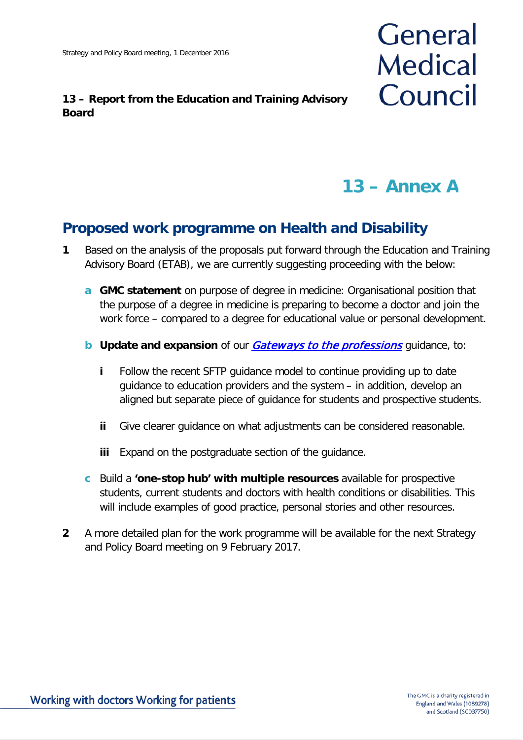**13 – Report from the Education and Training Advisory Board**

# 13 – Annex A

## Proposed work programme on Health and Disability

**1** Based on the analysis of the proposals put forward through the Education and Training Advisory Board (ETAB), we are currently suggesting proceeding with the below:

- **a** **GMC statement** on purpose of degree in medicine: Organisational position that the purpose of a degree in medicine is preparing to become a doctor and join the work force – compared to a degree for educational value or personal development.

- **b** **Update and expansion** of our *Gateways to the professions* guidance, to:

  - **i** Follow the recent SFTP guidance model to continue providing up to date guidance to education providers and the system – in addition, develop an aligned but separate piece of guidance for students and prospective students.

  - **ii** Give clearer guidance on what adjustments can be considered reasonable.

  - **iii** Expand on the postgraduate section of the guidance.

- **c** Build a **'one-stop hub' with multiple resources** available for prospective students, current students and doctors with health conditions or disabilities. This will include examples of good practice, personal stories and other resources.

**2** A more detailed plan for the work programme will be available for the next Strategy and Policy Board meeting on 9 February 2017.